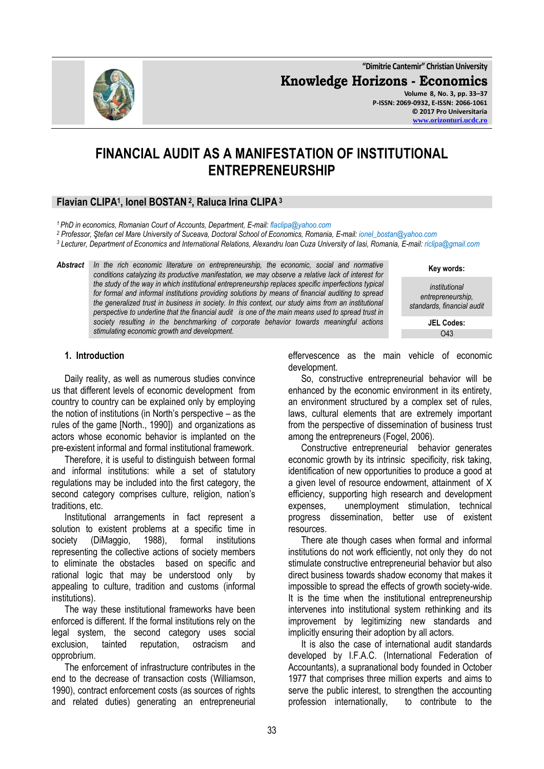# FINANCIAL AUDIT AS A MANIFESTATION OF INSTITUTIONAL ENTREPRENEURSHIP

**Flavian CLIPA[1], Ionel BOSTAN[2], Raluca Irina CLIPA[3]**

[1] PhD in economics, Romanian Court of Accounts, Department, E-mail: flaclipa@yahoo.com
[2] Professor, Ştefan cel Mare University of Suceava, Doctoral School of Economics, Romania, E-mail: ionel_bostan@yahoo.com
[3] Lecturer, Department of Economics and International Relations, Alexandru Ioan Cuza University of Iasi, Romania, E-mail: riclipa@gmail.com

**Abstract** *In the rich economic literature on entrepreneurship, the economic, social and normative conditions catalyzing its productive manifestation, we may observe a relative lack of interest for the study of the way in which institutional entrepreneurship replaces specific imperfections typical for formal and informal institutions providing solutions by means of financial auditing to spread the generalized trust in business in society. In this context, our study aims from an institutional perspective to underline that the financial audit is one of the main means used to spread trust in society resulting in the benchmarking of corporate behavior towards meaningful actions stimulating economic growth and development.*

**Key words:**

*institutional entrepreneurship, standards, financial audit*

**JEL Codes:**

O43

## 1. Introduction

Daily reality, as well as numerous studies convince us that different levels of economic development from country to country can be explained only by employing the notion of institutions (in North's perspective – as the rules of the game [North., 1990]) and organizations as actors whose economic behavior is implanted on the pre-existent informal and formal institutional framework.

Therefore, it is useful to distinguish between formal and informal institutions: while a set of statutory regulations may be included into the first category, the second category comprises culture, religion, nation's traditions, etc.

Institutional arrangements in fact represent a solution to existent problems at a specific time in society (DiMaggio, 1988), formal institutions representing the collective actions of society members to eliminate the obstacles based on specific and rational logic that may be understood only by appealing to culture, tradition and customs (informal institutions).

The way these institutional frameworks have been enforced is different. If the formal institutions rely on the legal system, the second category uses social exclusion, tainted reputation, ostracism and opprobrium.

The enforcement of infrastructure contributes in the end to the decrease of transaction costs (Williamson, 1990), contract enforcement costs (as sources of rights and related duties) generating an entrepreneurial effervescence as the main vehicle of economic development.

So, constructive entrepreneurial behavior will be enhanced by the economic environment in its entirety, an environment structured by a complex set of rules, laws, cultural elements that are extremely important from the perspective of dissemination of business trust among the entrepreneurs (Fogel, 2006).

Constructive entrepreneurial behavior generates economic growth by its intrinsic specificity, risk taking, identification of new opportunities to produce a good at a given level of resource endowment, attainment of X efficiency, supporting high research and development expenses, unemployment stimulation, technical progress dissemination, better use of existent resources.

There ate though cases when formal and informal institutions do not work efficiently, not only they do not stimulate constructive entrepreneurial behavior but also direct business towards shadow economy that makes it impossible to spread the effects of growth society-wide. It is the time when the institutional entrepreneurship intervenes into institutional system rethinking and its improvement by legitimizing new standards and implicitly ensuring their adoption by all actors.

It is also the case of international audit standards developed by I.F.A.C. (International Federation of Accountants), a supranational body founded in October 1977 that comprises three million experts and aims to serve the public interest, to strengthen the accounting profession internationally, to contribute to the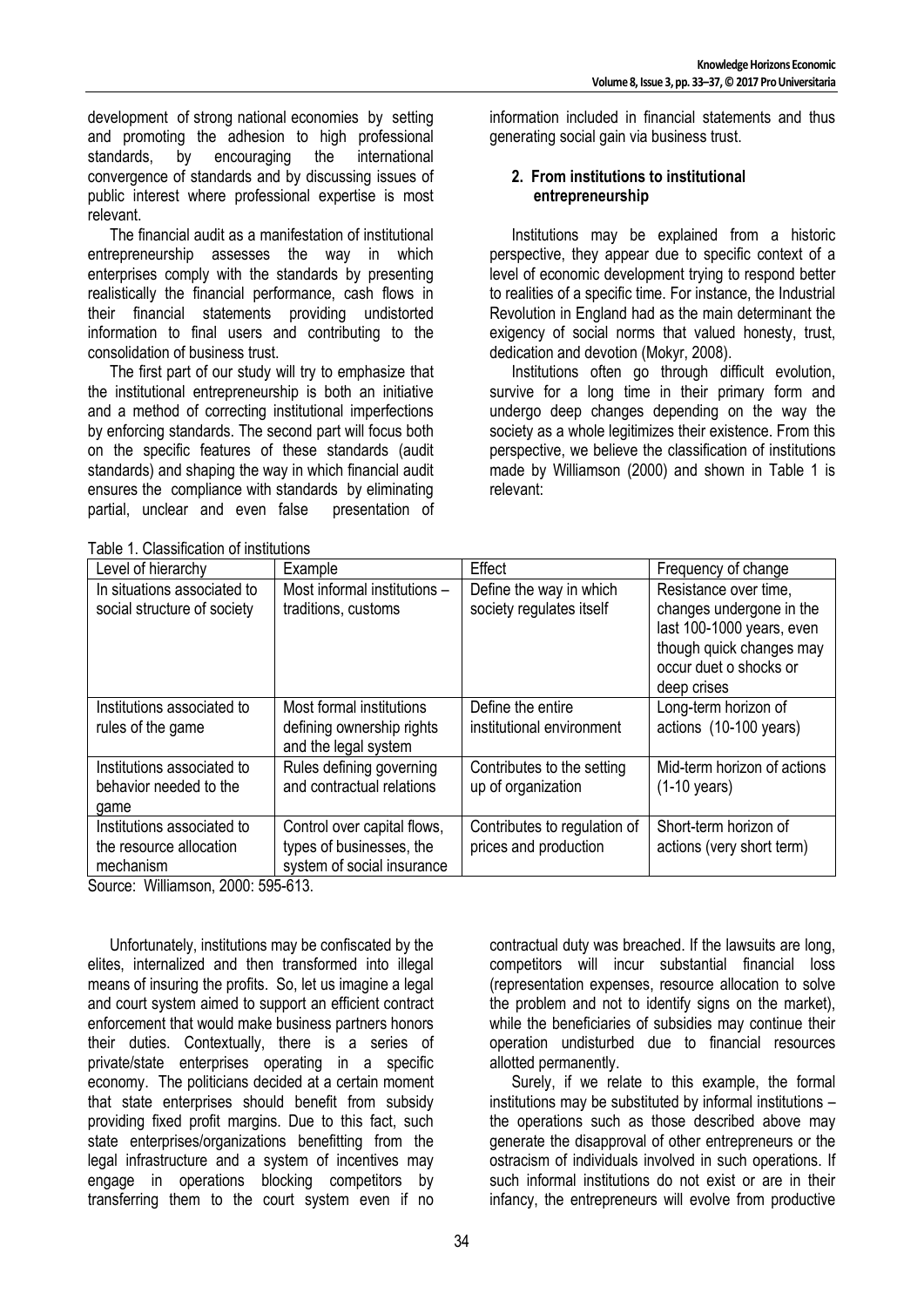development of strong national economies by setting and promoting the adhesion to high professional standards, by encouraging the international convergence of standards and by discussing issues of public interest where professional expertise is most relevant.

The financial audit as a manifestation of institutional entrepreneurship assesses the way in which enterprises comply with the standards by presenting realistically the financial performance, cash flows in their financial statements providing undistorted information to final users and contributing to the consolidation of business trust.

The first part of our study will try to emphasize that the institutional entrepreneurship is both an initiative and a method of correcting institutional imperfections by enforcing standards. The second part will focus both on the specific features of these standards (audit standards) and shaping the way in which financial audit ensures the compliance with standards by eliminating partial, unclear and even false presentation of information included in financial statements and thus generating social gain via business trust.

## 2. From institutions to institutional entrepreneurship

Institutions may be explained from a historic perspective, they appear due to specific context of a level of economic development trying to respond better to realities of a specific time. For instance, the Industrial Revolution in England had as the main determinant the exigency of social norms that valued honesty, trust, dedication and devotion (Mokyr, 2008).

Institutions often go through difficult evolution, survive for a long time in their primary form and undergo deep changes depending on the way the society as a whole legitimizes their existence. From this perspective, we believe the classification of institutions made by Williamson (2000) and shown in Table 1 is relevant:

Table 1. Classification of institutions

| Level of hierarchy | Example | Effect | Frequency of change |
|---|---|---|---|
| In situations associated to social structure of society | Most informal institutions – traditions, customs | Define the way in which society regulates itself | Resistance over time, changes undergone in the last 100-1000 years, even though quick changes may occur duet o shocks or deep crises |
| Institutions associated to rules of the game | Most formal institutions defining ownership rights and the legal system | Define the entire institutional environment | Long-term horizon of actions (10-100 years) |
| Institutions associated to behavior needed to the game | Rules defining governing and contractual relations | Contributes to the setting up of organization | Mid-term horizon of actions (1-10 years) |
| Institutions associated to the resource allocation mechanism | Control over capital flows, types of businesses, the system of social insurance | Contributes to regulation of prices and production | Short-term horizon of actions (very short term) |

Source: Williamson, 2000: 595-613.

Unfortunately, institutions may be confiscated by the elites, internalized and then transformed into illegal means of insuring the profits. So, let us imagine a legal and court system aimed to support an efficient contract enforcement that would make business partners honors their duties. Contextually, there is a series of private/state enterprises operating in a specific economy. The politicians decided at a certain moment that state enterprises should benefit from subsidy providing fixed profit margins. Due to this fact, such state enterprises/organizations benefitting from the legal infrastructure and a system of incentives may engage in operations blocking competitors by transferring them to the court system even if no contractual duty was breached. If the lawsuits are long, competitors will incur substantial financial loss (representation expenses, resource allocation to solve the problem and not to identify signs on the market), while the beneficiaries of subsidies may continue their operation undisturbed due to financial resources allotted permanently.

Surely, if we relate to this example, the formal institutions may be substituted by informal institutions – the operations such as those described above may generate the disapproval of other entrepreneurs or the ostracism of individuals involved in such operations. If such informal institutions do not exist or are in their infancy, the entrepreneurs will evolve from productive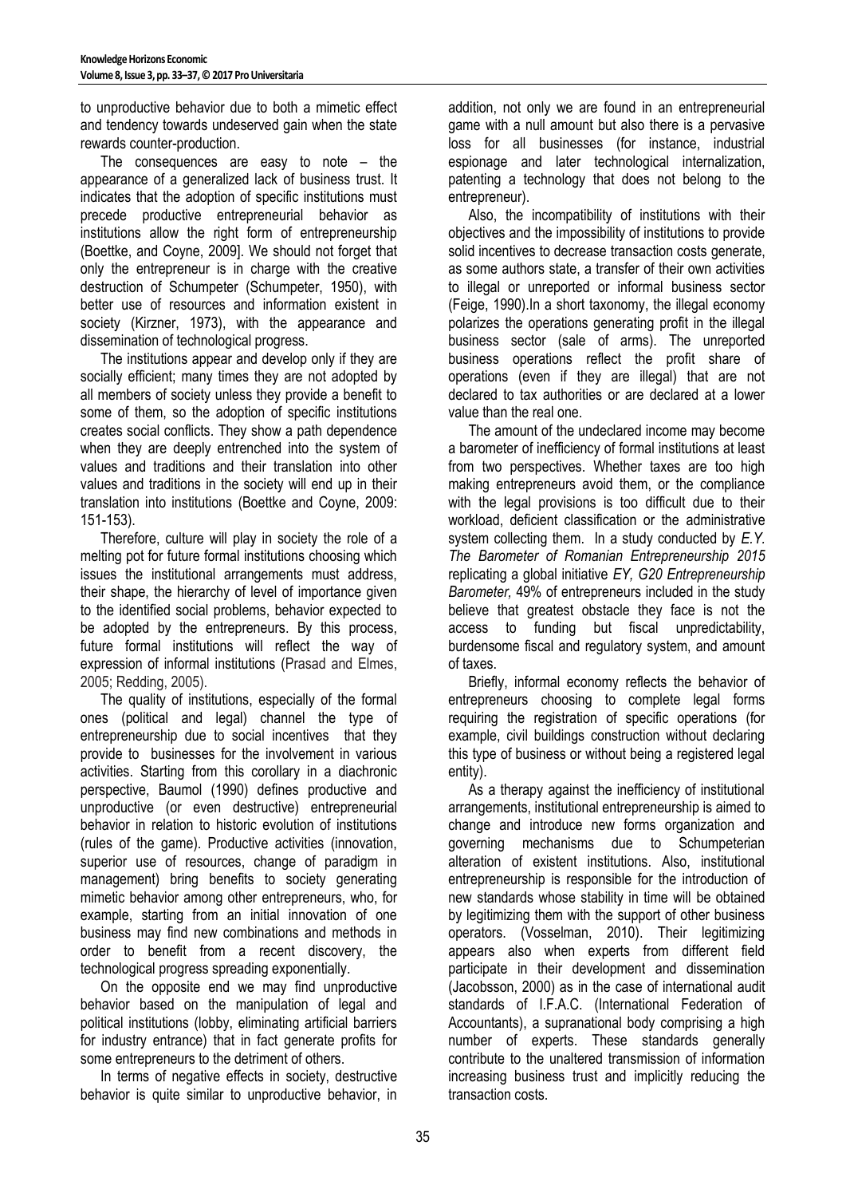to unproductive behavior due to both a mimetic effect and tendency towards undeserved gain when the state rewards counter-production.

The consequences are easy to note – the appearance of a generalized lack of business trust. It indicates that the adoption of specific institutions must precede productive entrepreneurial behavior as institutions allow the right form of entrepreneurship (Boettke, and Coyne, 2009]. We should not forget that only the entrepreneur is in charge with the creative destruction of Schumpeter (Schumpeter, 1950), with better use of resources and information existent in society (Kirzner, 1973), with the appearance and dissemination of technological progress.

The institutions appear and develop only if they are socially efficient; many times they are not adopted by all members of society unless they provide a benefit to some of them, so the adoption of specific institutions creates social conflicts. They show a path dependence when they are deeply entrenched into the system of values and traditions and their translation into other values and traditions in the society will end up in their translation into institutions (Boettke and Coyne, 2009: 151-153).

Therefore, culture will play in society the role of a melting pot for future formal institutions choosing which issues the institutional arrangements must address, their shape, the hierarchy of level of importance given to the identified social problems, behavior expected to be adopted by the entrepreneurs. By this process, future formal institutions will reflect the way of expression of informal institutions (Prasad and Elmes, 2005; Redding, 2005).

The quality of institutions, especially of the formal ones (political and legal) channel the type of entrepreneurship due to social incentives that they provide to businesses for the involvement in various activities. Starting from this corollary in a diachronic perspective, Baumol (1990) defines productive and unproductive (or even destructive) entrepreneurial behavior in relation to historic evolution of institutions (rules of the game). Productive activities (innovation, superior use of resources, change of paradigm in management) bring benefits to society generating mimetic behavior among other entrepreneurs, who, for example, starting from an initial innovation of one business may find new combinations and methods in order to benefit from a recent discovery, the technological progress spreading exponentially.

On the opposite end we may find unproductive behavior based on the manipulation of legal and political institutions (lobby, eliminating artificial barriers for industry entrance) that in fact generate profits for some entrepreneurs to the detriment of others.

In terms of negative effects in society, destructive behavior is quite similar to unproductive behavior, in addition, not only we are found in an entrepreneurial game with a null amount but also there is a pervasive loss for all businesses (for instance, industrial espionage and later technological internalization, patenting a technology that does not belong to the entrepreneur).

Also, the incompatibility of institutions with their objectives and the impossibility of institutions to provide solid incentives to decrease transaction costs generate, as some authors state, a transfer of their own activities to illegal or unreported or informal business sector (Feige, 1990).In a short taxonomy, the illegal economy polarizes the operations generating profit in the illegal business sector (sale of arms). The unreported business operations reflect the profit share of operations (even if they are illegal) that are not declared to tax authorities or are declared at a lower value than the real one.

The amount of the undeclared income may become a barometer of inefficiency of formal institutions at least from two perspectives. Whether taxes are too high making entrepreneurs avoid them, or the compliance with the legal provisions is too difficult due to their workload, deficient classification or the administrative system collecting them. In a study conducted by *E.Y. The Barometer of Romanian Entrepreneurship 2015* replicating a global initiative *EY, G20 Entrepreneurship Barometer,* 49% of entrepreneurs included in the study believe that greatest obstacle they face is not the access to funding but fiscal unpredictability, burdensome fiscal and regulatory system, and amount of taxes.

Briefly, informal economy reflects the behavior of entrepreneurs choosing to complete legal forms requiring the registration of specific operations (for example, civil buildings construction without declaring this type of business or without being a registered legal entity).

As a therapy against the inefficiency of institutional arrangements, institutional entrepreneurship is aimed to change and introduce new forms organization and governing mechanisms due to Schumpeterian alteration of existent institutions. Also, institutional entrepreneurship is responsible for the introduction of new standards whose stability in time will be obtained by legitimizing them with the support of other business operators. (Vosselman, 2010). Their legitimizing appears also when experts from different field participate in their development and dissemination (Jacobsson, 2000) as in the case of international audit standards of I.F.A.C. (International Federation of Accountants), a supranational body comprising a high number of experts. These standards generally contribute to the unaltered transmission of information increasing business trust and implicitly reducing the transaction costs.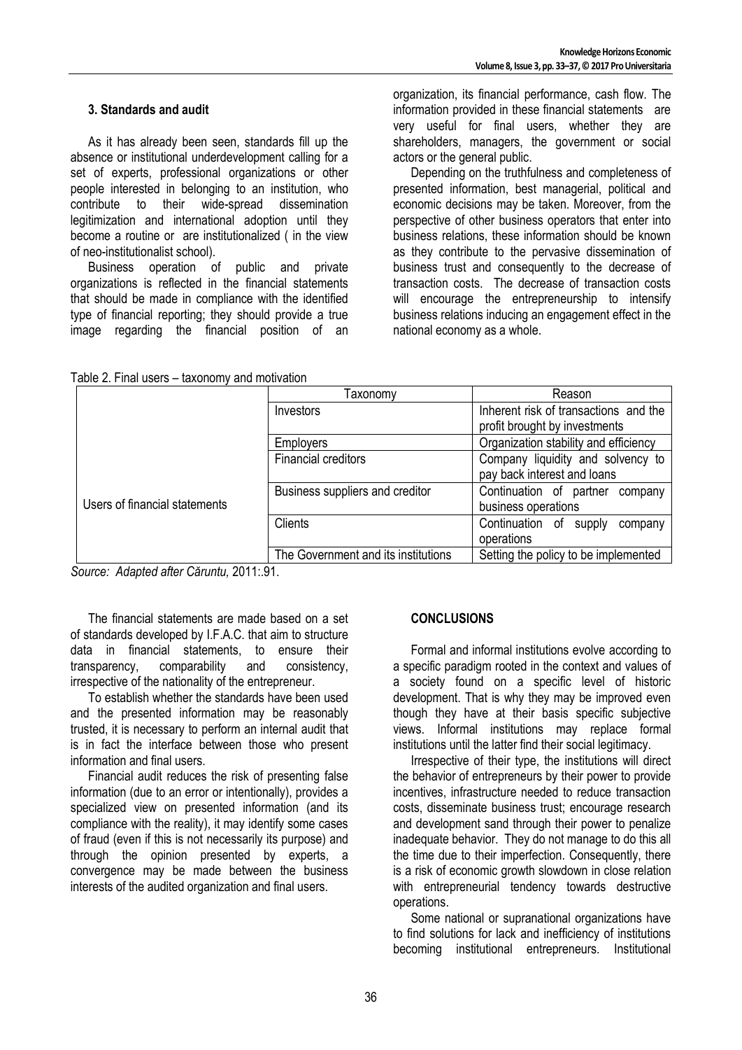### 3. Standards and audit

As it has already been seen, standards fill up the absence or institutional underdevelopment calling for a set of experts, professional organizations or other people interested in belonging to an institution, who contribute to their wide-spread dissemination legitimization and international adoption until they become a routine or are institutionalized ( in the view of neo-institutionalist school).

Business operation of public and private organizations is reflected in the financial statements that should be made in compliance with the identified type of financial reporting; they should provide a true image regarding the financial position of an organization, its financial performance, cash flow. The information provided in these financial statements are very useful for final users, whether they are shareholders, managers, the government or social actors or the general public.

Depending on the truthfulness and completeness of presented information, best managerial, political and economic decisions may be taken. Moreover, from the perspective of other business operators that enter into business relations, these information should be known as they contribute to the pervasive dissemination of business trust and consequently to the decrease of transaction costs. The decrease of transaction costs will encourage the entrepreneurship to intensify business relations inducing an engagement effect in the national economy as a whole.

Table 2. Final users – taxonomy and motivation

| | Taxonomy | Reason |
|---|---|---|
| Users of financial statements | Investors | Inherent risk of transactions and the profit brought by investments |
| | Employers | Organization stability and efficiency |
| | Financial creditors | Company liquidity and solvency to pay back interest and loans |
| | Business suppliers and creditor | Continuation of partner company business operations |
| | Clients | Continuation of supply company operations |
| | The Government and its institutions | Setting the policy to be implemented |

*Source: Adapted after Căruntu,* 2011:.91.

The financial statements are made based on a set of standards developed by I.F.A.C. that aim to structure data in financial statements, to ensure their transparency, comparability and consistency, irrespective of the nationality of the entrepreneur.

To establish whether the standards have been used and the presented information may be reasonably trusted, it is necessary to perform an internal audit that is in fact the interface between those who present information and final users.

Financial audit reduces the risk of presenting false information (due to an error or intentionally), provides a specialized view on presented information (and its compliance with the reality), it may identify some cases of fraud (even if this is not necessarily its purpose) and through the opinion presented by experts, a convergence may be made between the business interests of the audited organization and final users.

### CONCLUSIONS

Formal and informal institutions evolve according to a specific paradigm rooted in the context and values of a society found on a specific level of historic development. That is why they may be improved even though they have at their basis specific subjective views. Informal institutions may replace formal institutions until the latter find their social legitimacy.

Irrespective of their type, the institutions will direct the behavior of entrepreneurs by their power to provide incentives, infrastructure needed to reduce transaction costs, disseminate business trust; encourage research and development sand through their power to penalize inadequate behavior. They do not manage to do this all the time due to their imperfection. Consequently, there is a risk of economic growth slowdown in close relation with entrepreneurial tendency towards destructive operations.

Some national or supranational organizations have to find solutions for lack and inefficiency of institutions becoming institutional entrepreneurs. Institutional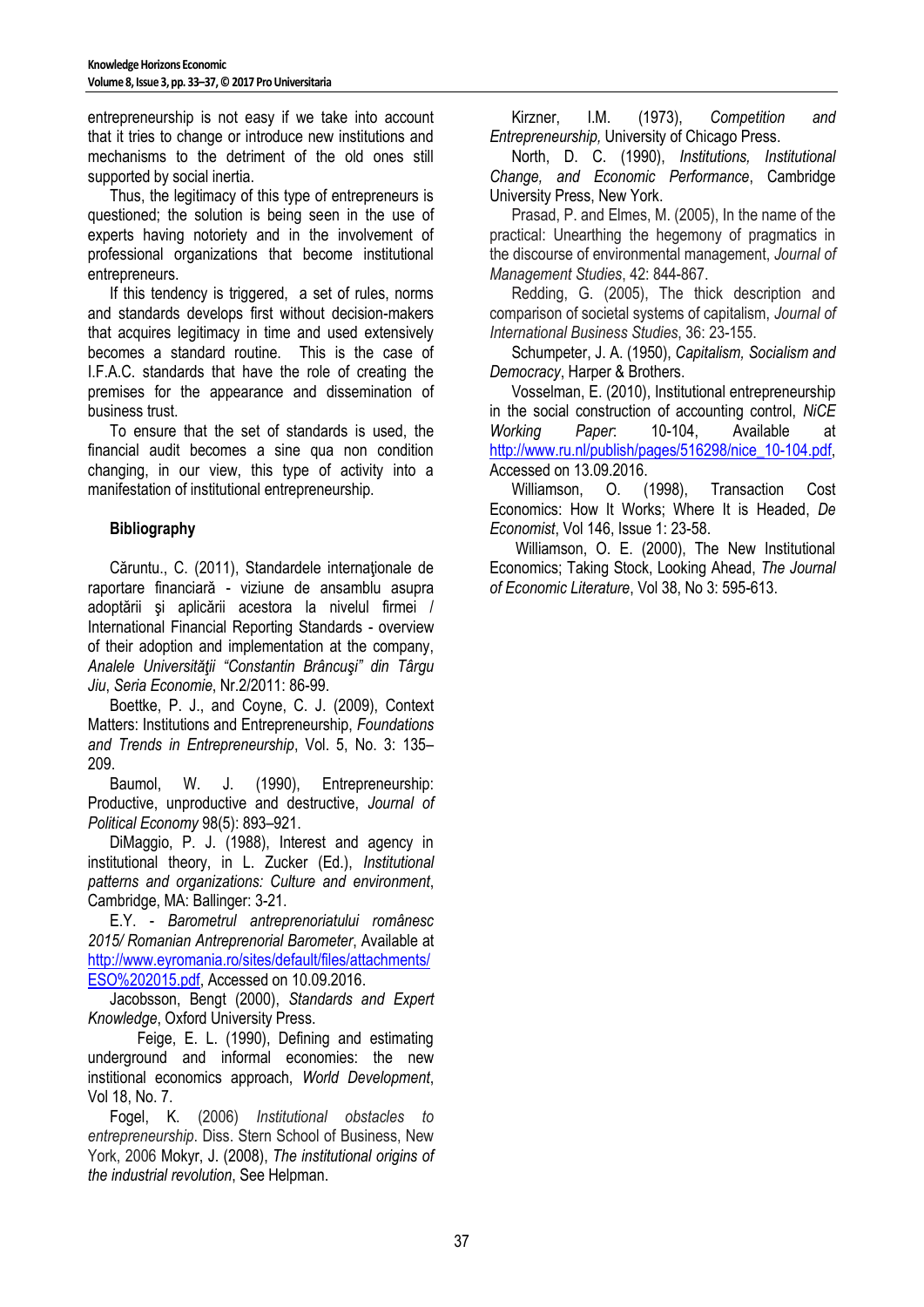entrepreneurship is not easy if we take into account that it tries to change or introduce new institutions and mechanisms to the detriment of the old ones still supported by social inertia.

Thus, the legitimacy of this type of entrepreneurs is questioned; the solution is being seen in the use of experts having notoriety and in the involvement of professional organizations that become institutional entrepreneurs.

If this tendency is triggered, a set of rules, norms and standards develops first without decision-makers that acquires legitimacy in time and used extensively becomes a standard routine. This is the case of I.F.A.C. standards that have the role of creating the premises for the appearance and dissemination of business trust.

To ensure that the set of standards is used, the financial audit becomes a sine qua non condition changing, in our view, this type of activity into a manifestation of institutional entrepreneurship.

## Bibliography

Căruntu., C. (2011), Standardele internaţionale de raportare financiară - viziune de ansamblu asupra adoptării şi aplicării acestora la nivelul firmei / International Financial Reporting Standards - overview of their adoption and implementation at the company, *Analele Universităţii "Constantin Brâncuşi" din Târgu Jiu*, *Seria Economie*, Nr.2/2011: 86-99.

Boettke, P. J., and Coyne, C. J. (2009), Context Matters: Institutions and Entrepreneurship, *Foundations and Trends in Entrepreneurship*, Vol. 5, No. 3: 135–209.

Baumol, W. J. (1990), Entrepreneurship: Productive, unproductive and destructive, *Journal of Political Economy* 98(5): 893–921.

DiMaggio, P. J. (1988), Interest and agency in institutional theory, in L. Zucker (Ed.), *Institutional patterns and organizations: Culture and environment*, Cambridge, MA: Ballinger: 3-21.

E.Y. - *Barometrul antreprenoriatului românesc 2015/ Romanian Antreprenorial Barometer*, Available at http://www.eyromania.ro/sites/default/files/attachments/ESO%202015.pdf, Accessed on 10.09.2016.

Jacobsson, Bengt (2000), *Standards and Expert Knowledge*, Oxford University Press.

Feige, E. L. (1990), Defining and estimating underground and informal economies: the new institional economics approach, *World Development*, Vol 18, No. 7.

Fogel, K. (2006) *Institutional obstacles to entrepreneurship*. Diss. Stern School of Business, New York, 2006 Mokyr, J. (2008), *The institutional origins of the industrial revolution*, See Helpman.

Kirzner, I.M. (1973), *Competition and Entrepreneurship,* University of Chicago Press.

North, D. C. (1990), *Institutions, Institutional Change, and Economic Performance*, Cambridge University Press, New York.

Prasad, P. and Elmes, M. (2005), In the name of the practical: Unearthing the hegemony of pragmatics in the discourse of environmental management, *Journal of Management Studies*, 42: 844-867.

Redding, G. (2005), The thick description and comparison of societal systems of capitalism, *Journal of International Business Studies*, 36: 23-155.

Schumpeter, J. A. (1950), *Capitalism, Socialism and Democracy*, Harper & Brothers.

Vosselman, E. (2010), Institutional entrepreneurship in the social construction of accounting control, *NiCE Working Paper*: 10-104, Available at http://www.ru.nl/publish/pages/516298/nice_10-104.pdf, Accessed on 13.09.2016.

Williamson, O. (1998), Transaction Cost Economics: How It Works; Where It is Headed, *De Economist*, Vol 146, Issue 1: 23-58.

Williamson, O. E. (2000), The New Institutional Economics; Taking Stock, Looking Ahead, *The Journal of Economic Literature*, Vol 38, No 3: 595-613.